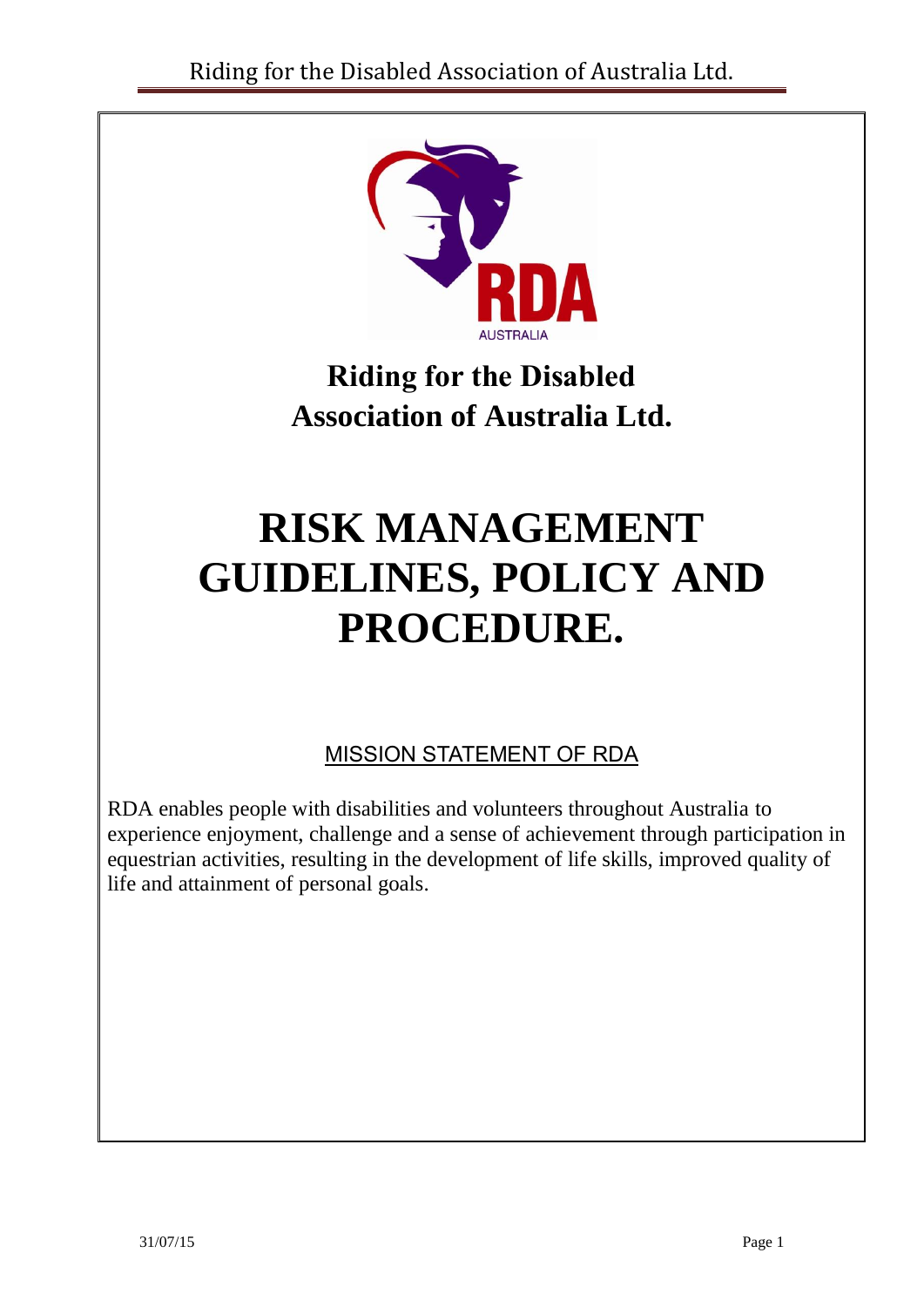# Riding for the Disabled Association of Australia Ltd.

# RISK MANAGEMENT GUIDELINES, POLICY AND PROCEDURE.

## MISSION STATEMENT OF RDA

RDA enables people with disabilities and volunteers throughout Australia to experience enjoyment, challenge and a sense of achievement through participation in equestrian activities, resulting in the development of life skills, improved quality of life and attainment of personal goals.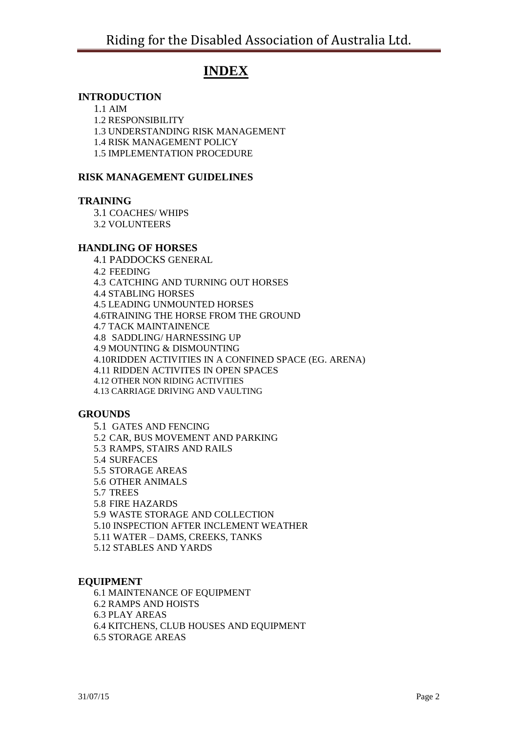# INDEX

## INTRODUCTION

1.1 AIM
1.2 RESPONSIBILITY
1.3 UNDERSTANDING RISK MANAGEMENT
1.4 RISK MANAGEMENT POLICY
1.5 IMPLEMENTATION PROCEDURE

## RISK MANAGEMENT GUIDELINES

## TRAINING

3.1 COACHES/ WHIPS
3.2 VOLUNTEERS

## HANDLING OF HORSES

4.1 PADDOCKS GENERAL
4.2 FEEDING
4.3 CATCHING AND TURNING OUT HORSES
4.4 STABLING HORSES
4.5 LEADING UNMOUNTED HORSES
4.6TRAINING THE HORSE FROM THE GROUND
4.7 TACK MAINTAINENCE
4.8 SADDLING/ HARNESSING UP
4.9 MOUNTING & DISMOUNTING
4.10RIDDEN ACTIVITIES IN A CONFINED SPACE (EG. ARENA)
4.11 RIDDEN ACTIVITES IN OPEN SPACES
4.12 OTHER NON RIDING ACTIVITIES
4.13 CARRIAGE DRIVING AND VAULTING

## GROUNDS

5.1 GATES AND FENCING
5.2 CAR, BUS MOVEMENT AND PARKING
5.3 RAMPS, STAIRS AND RAILS
5.4 SURFACES
5.5 STORAGE AREAS
5.6 OTHER ANIMALS
5.7 TREES
5.8 FIRE HAZARDS
5.9 WASTE STORAGE AND COLLECTION
5.10 INSPECTION AFTER INCLEMENT WEATHER
5.11 WATER – DAMS, CREEKS, TANKS
5.12 STABLES AND YARDS

## EQUIPMENT

6.1 MAINTENANCE OF EQUIPMENT
6.2 RAMPS AND HOISTS
6.3 PLAY AREAS
6.4 KITCHENS, CLUB HOUSES AND EQUIPMENT
6.5 STORAGE AREAS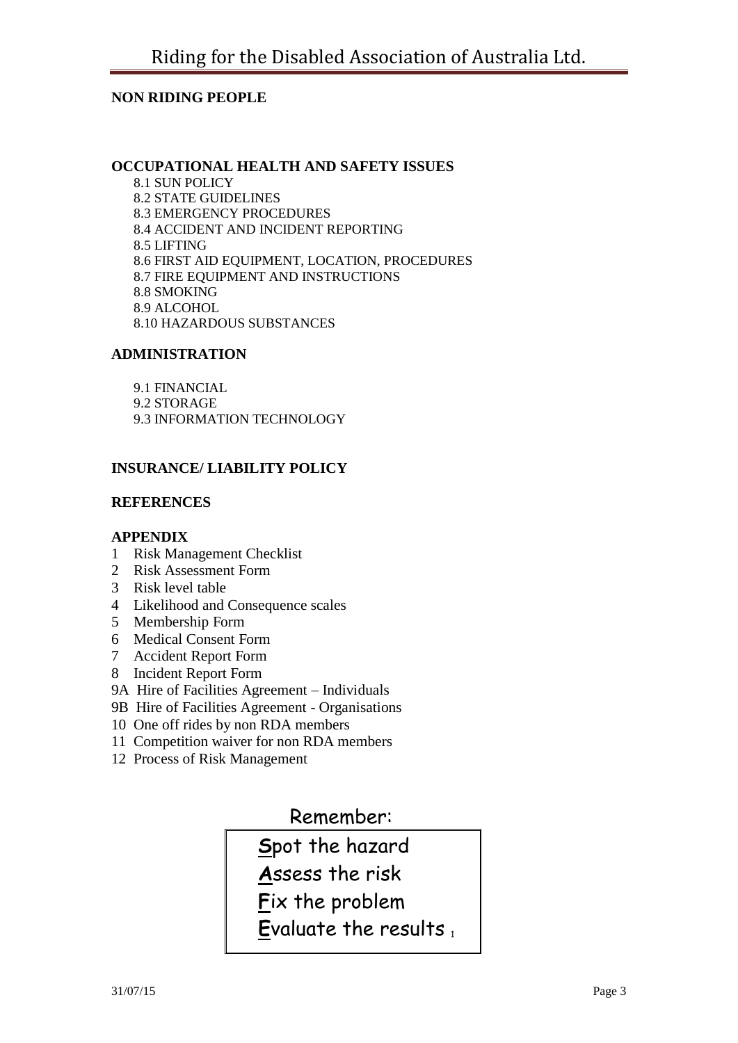**NON RIDING PEOPLE**

**OCCUPATIONAL HEALTH AND SAFETY ISSUES**

8.1 SUN POLICY
8.2 STATE GUIDELINES
8.3 EMERGENCY PROCEDURES
8.4 ACCIDENT AND INCIDENT REPORTING
8.5 LIFTING
8.6 FIRST AID EQUIPMENT, LOCATION, PROCEDURES
8.7 FIRE EQUIPMENT AND INSTRUCTIONS
8.8 SMOKING
8.9 ALCOHOL
8.10 HAZARDOUS SUBSTANCES

**ADMINISTRATION**

9.1 FINANCIAL
9.2 STORAGE
9.3 INFORMATION TECHNOLOGY

**INSURANCE/ LIABILITY POLICY**

**REFERENCES**

**APPENDIX**

1 Risk Management Checklist
2 Risk Assessment Form
3 Risk level table
4 Likelihood and Consequence scales
5 Membership Form
6 Medical Consent Form
7 Accident Report Form
8 Incident Report Form
9A Hire of Facilities Agreement – Individuals
9B Hire of Facilities Agreement - Organisations
10 One off rides by non RDA members
11 Competition waiver for non RDA members
12 Process of Risk Management

Remember:

**S**pot the hazard
**A**ssess the risk
**F**ix the problem
**E**valuate the results [1]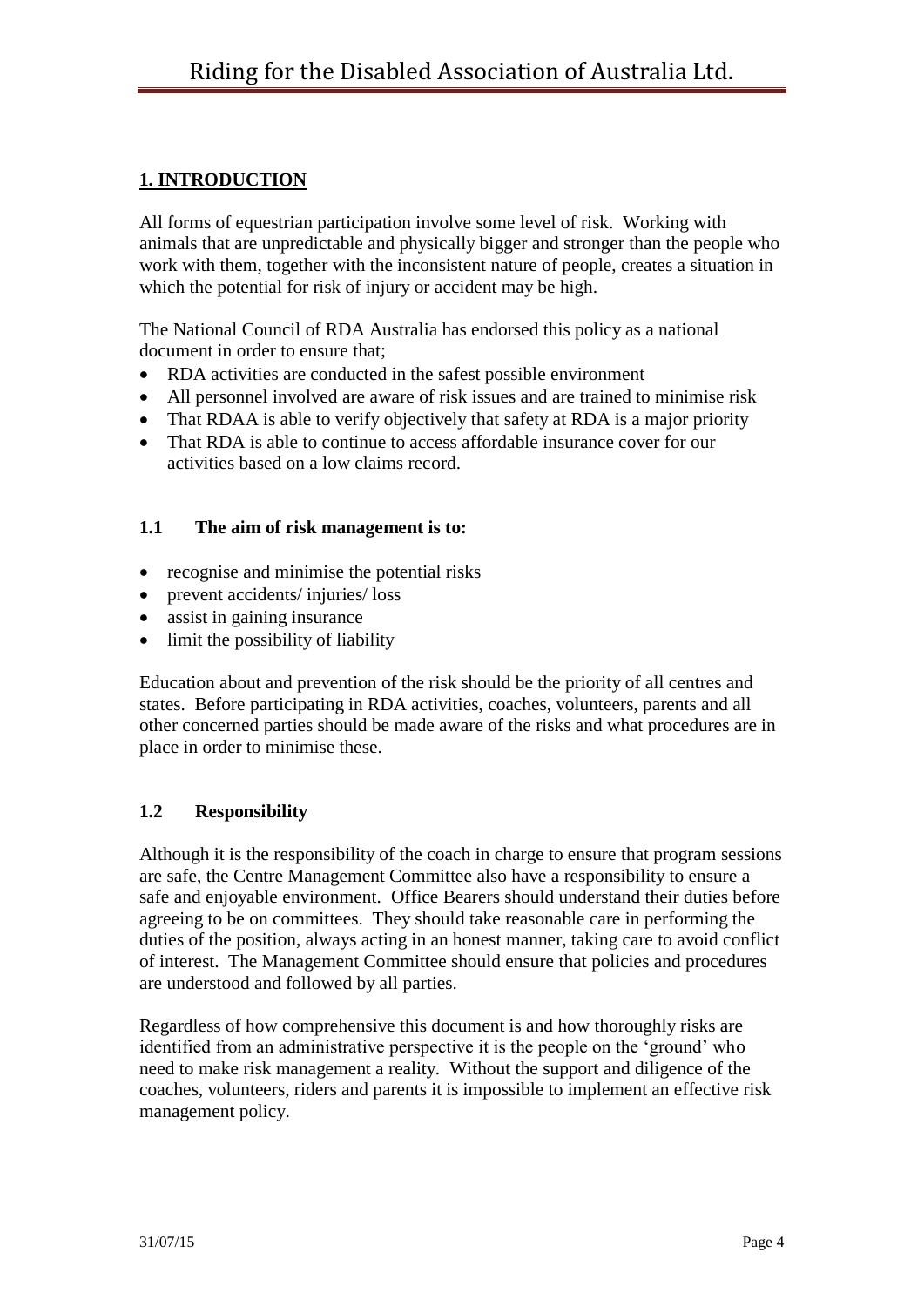## 1. INTRODUCTION

All forms of equestrian participation involve some level of risk. Working with animals that are unpredictable and physically bigger and stronger than the people who work with them, together with the inconsistent nature of people, creates a situation in which the potential for risk of injury or accident may be high.

The National Council of RDA Australia has endorsed this policy as a national document in order to ensure that;

- RDA activities are conducted in the safest possible environment
- All personnel involved are aware of risk issues and are trained to minimise risk
- That RDAA is able to verify objectively that safety at RDA is a major priority
- That RDA is able to continue to access affordable insurance cover for our activities based on a low claims record.

### 1.1 The aim of risk management is to:

- recognise and minimise the potential risks
- prevent accidents/ injuries/ loss
- assist in gaining insurance
- limit the possibility of liability

Education about and prevention of the risk should be the priority of all centres and states. Before participating in RDA activities, coaches, volunteers, parents and all other concerned parties should be made aware of the risks and what procedures are in place in order to minimise these.

### 1.2 Responsibility

Although it is the responsibility of the coach in charge to ensure that program sessions are safe, the Centre Management Committee also have a responsibility to ensure a safe and enjoyable environment. Office Bearers should understand their duties before agreeing to be on committees. They should take reasonable care in performing the duties of the position, always acting in an honest manner, taking care to avoid conflict of interest. The Management Committee should ensure that policies and procedures are understood and followed by all parties.

Regardless of how comprehensive this document is and how thoroughly risks are identified from an administrative perspective it is the people on the 'ground' who need to make risk management a reality. Without the support and diligence of the coaches, volunteers, riders and parents it is impossible to implement an effective risk management policy.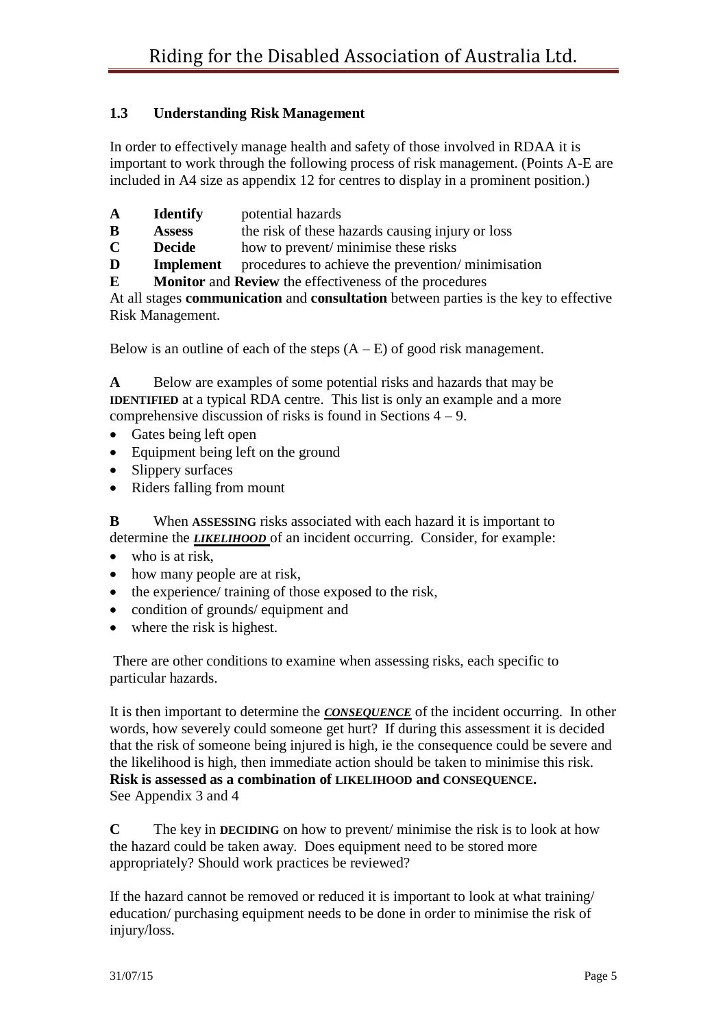### 1.3 Understanding Risk Management

In order to effectively manage health and safety of those involved in RDAA it is important to work through the following process of risk management. (Points A-E are included in A4 size as appendix 12 for centres to display in a prominent position.)

**A** **Identify** potential hazards
**B** **Assess** the risk of these hazards causing injury or loss
**C** **Decide** how to prevent/ minimise these risks
**D** **Implement** procedures to achieve the prevention/ minimisation
**E** **Monitor** and **Review** the effectiveness of the procedures

At all stages **communication** and **consultation** between parties is the key to effective Risk Management.

Below is an outline of each of the steps (A – E) of good risk management.

**A** Below are examples of some potential risks and hazards that may be **IDENTIFIED** at a typical RDA centre. This list is only an example and a more comprehensive discussion of risks is found in Sections 4 – 9.

- Gates being left open
- Equipment being left on the ground
- Slippery surfaces
- Riders falling from mount

**B** When **ASSESSING** risks associated with each hazard it is important to determine the ***LIKELIHOOD*** of an incident occurring. Consider, for example:

- who is at risk,
- how many people are at risk,
- the experience/ training of those exposed to the risk,
- condition of grounds/ equipment and
- where the risk is highest.

There are other conditions to examine when assessing risks, each specific to particular hazards.

It is then important to determine the ***CONSEQUENCE*** of the incident occurring. In other words, how severely could someone get hurt? If during this assessment it is decided that the risk of someone being injured is high, ie the consequence could be severe and the likelihood is high, then immediate action should be taken to minimise this risk.
**Risk is assessed as a combination of LIKELIHOOD and CONSEQUENCE.**
See Appendix 3 and 4

**C** The key in **DECIDING** on how to prevent/ minimise the risk is to look at how the hazard could be taken away. Does equipment need to be stored more appropriately? Should work practices be reviewed?

If the hazard cannot be removed or reduced it is important to look at what training/ education/ purchasing equipment needs to be done in order to minimise the risk of injury/loss.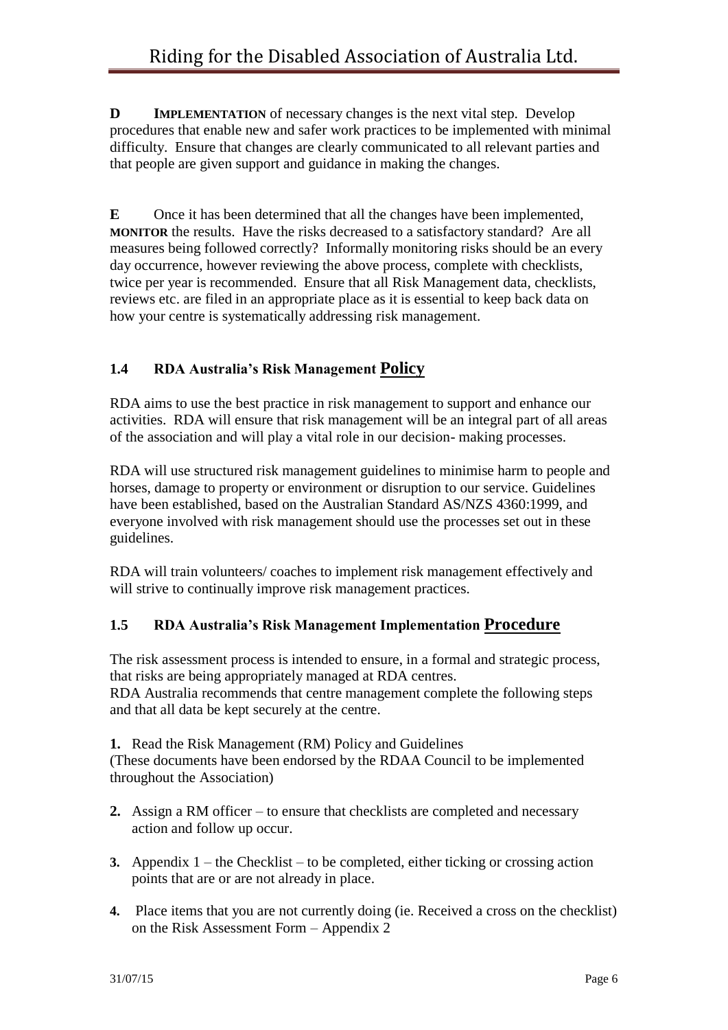**D** **IMPLEMENTATION** of necessary changes is the next vital step. Develop procedures that enable new and safer work practices to be implemented with minimal difficulty. Ensure that changes are clearly communicated to all relevant parties and that people are given support and guidance in making the changes.

**E** Once it has been determined that all the changes have been implemented, **MONITOR** the results. Have the risks decreased to a satisfactory standard? Are all measures being followed correctly? Informally monitoring risks should be an every day occurrence, however reviewing the above process, complete with checklists, twice per year is recommended. Ensure that all Risk Management data, checklists, reviews etc. are filed in an appropriate place as it is essential to keep back data on how your centre is systematically addressing risk management.

### 1.4 RDA Australia's Risk Management Policy

RDA aims to use the best practice in risk management to support and enhance our activities. RDA will ensure that risk management will be an integral part of all areas of the association and will play a vital role in our decision- making processes.

RDA will use structured risk management guidelines to minimise harm to people and horses, damage to property or environment or disruption to our service. Guidelines have been established, based on the Australian Standard AS/NZS 4360:1999, and everyone involved with risk management should use the processes set out in these guidelines.

RDA will train volunteers/ coaches to implement risk management effectively and will strive to continually improve risk management practices.

### 1.5 RDA Australia's Risk Management Implementation Procedure

The risk assessment process is intended to ensure, in a formal and strategic process, that risks are being appropriately managed at RDA centres.
RDA Australia recommends that centre management complete the following steps and that all data be kept securely at the centre.

**1.** Read the Risk Management (RM) Policy and Guidelines
(These documents have been endorsed by the RDAA Council to be implemented throughout the Association)

**2.** Assign a RM officer – to ensure that checklists are completed and necessary action and follow up occur.

**3.** Appendix 1 – the Checklist – to be completed, either ticking or crossing action points that are or are not already in place.

**4.** Place items that you are not currently doing (ie. Received a cross on the checklist) on the Risk Assessment Form – Appendix 2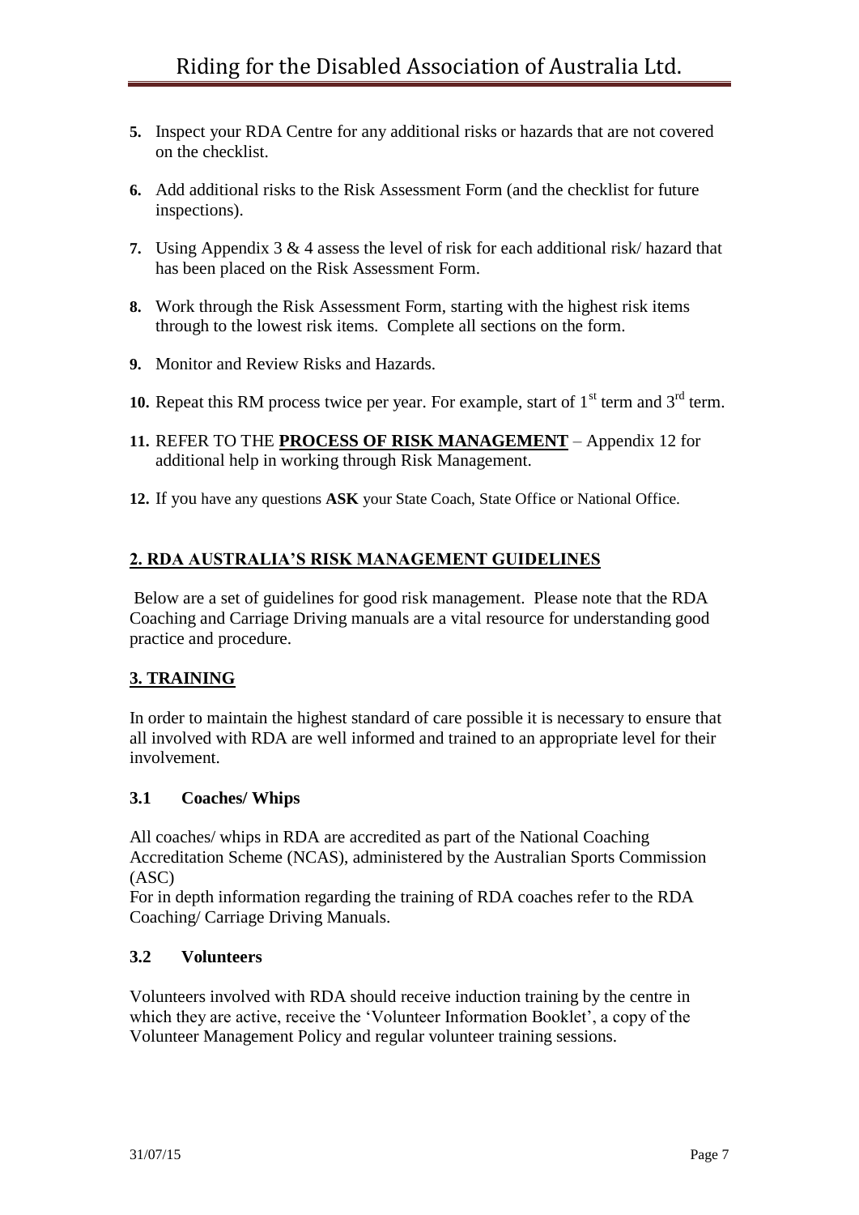5. Inspect your RDA Centre for any additional risks or hazards that are not covered on the checklist.
6. Add additional risks to the Risk Assessment Form (and the checklist for future inspections).
7. Using Appendix 3 & 4 assess the level of risk for each additional risk/ hazard that has been placed on the Risk Assessment Form.
8. Work through the Risk Assessment Form, starting with the highest risk items through to the lowest risk items. Complete all sections on the form.
9. Monitor and Review Risks and Hazards.
10. Repeat this RM process twice per year. For example, start of 1st term and 3rd term.
11. REFER TO THE **PROCESS OF RISK MANAGEMENT** – Appendix 12 for additional help in working through Risk Management.
12. If you have any questions **ASK** your State Coach, State Office or National Office.

## 2. RDA AUSTRALIA'S RISK MANAGEMENT GUIDELINES

Below are a set of guidelines for good risk management. Please note that the RDA Coaching and Carriage Driving manuals are a vital resource for understanding good practice and procedure.

## 3. TRAINING

In order to maintain the highest standard of care possible it is necessary to ensure that all involved with RDA are well informed and trained to an appropriate level for their involvement.

### 3.1 Coaches/ Whips

All coaches/ whips in RDA are accredited as part of the National Coaching Accreditation Scheme (NCAS), administered by the Australian Sports Commission (ASC)

For in depth information regarding the training of RDA coaches refer to the RDA Coaching/ Carriage Driving Manuals.

### 3.2 Volunteers

Volunteers involved with RDA should receive induction training by the centre in which they are active, receive the 'Volunteer Information Booklet', a copy of the Volunteer Management Policy and regular volunteer training sessions.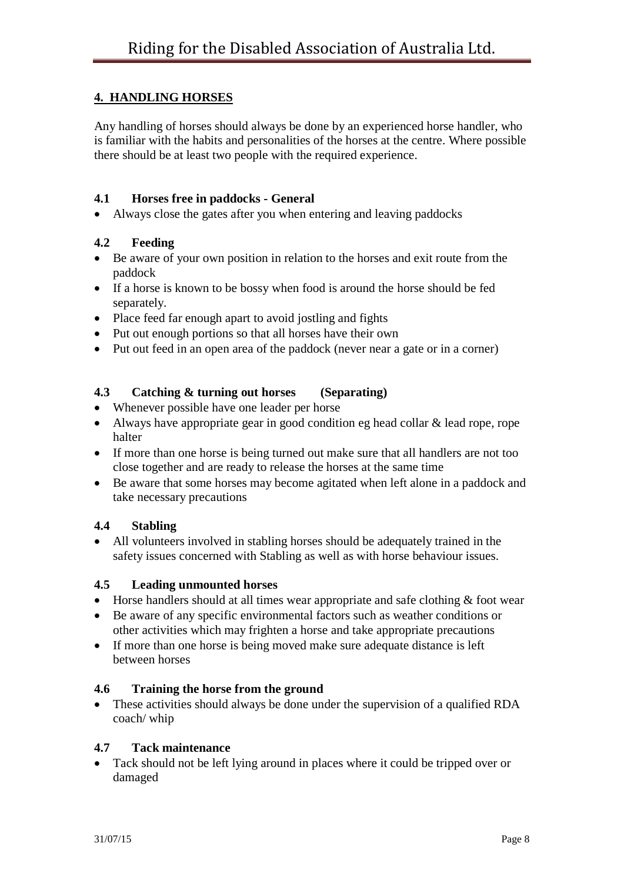## 4. HANDLING HORSES

Any handling of horses should always be done by an experienced horse handler, who is familiar with the habits and personalities of the horses at the centre. Where possible there should be at least two people with the required experience.

### 4.1 Horses free in paddocks - General

- Always close the gates after you when entering and leaving paddocks

### 4.2 Feeding

- Be aware of your own position in relation to the horses and exit route from the paddock
- If a horse is known to be bossy when food is around the horse should be fed separately.
- Place feed far enough apart to avoid jostling and fights
- Put out enough portions so that all horses have their own
- Put out feed in an open area of the paddock (never near a gate or in a corner)

### 4.3 Catching & turning out horses (Separating)

- Whenever possible have one leader per horse
- Always have appropriate gear in good condition eg head collar & lead rope, rope halter
- If more than one horse is being turned out make sure that all handlers are not too close together and are ready to release the horses at the same time
- Be aware that some horses may become agitated when left alone in a paddock and take necessary precautions

### 4.4 Stabling

- All volunteers involved in stabling horses should be adequately trained in the safety issues concerned with Stabling as well as with horse behaviour issues.

### 4.5 Leading unmounted horses

- Horse handlers should at all times wear appropriate and safe clothing & foot wear
- Be aware of any specific environmental factors such as weather conditions or other activities which may frighten a horse and take appropriate precautions
- If more than one horse is being moved make sure adequate distance is left between horses

### 4.6 Training the horse from the ground

- These activities should always be done under the supervision of a qualified RDA coach/ whip

### 4.7 Tack maintenance

- Tack should not be left lying around in places where it could be tripped over or damaged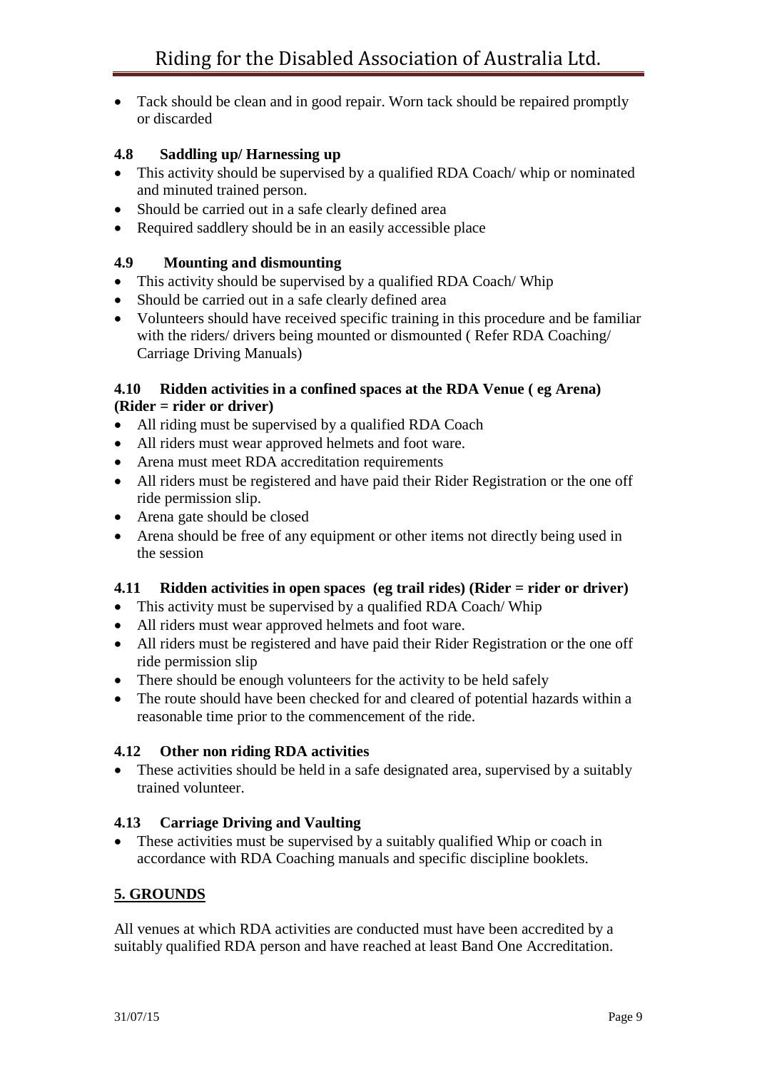- Tack should be clean and in good repair. Worn tack should be repaired promptly or discarded

### 4.8 Saddling up/ Harnessing up

- This activity should be supervised by a qualified RDA Coach/ whip or nominated and minuted trained person.
- Should be carried out in a safe clearly defined area
- Required saddlery should be in an easily accessible place

### 4.9 Mounting and dismounting

- This activity should be supervised by a qualified RDA Coach/ Whip
- Should be carried out in a safe clearly defined area
- Volunteers should have received specific training in this procedure and be familiar with the riders/ drivers being mounted or dismounted ( Refer RDA Coaching/ Carriage Driving Manuals)

### 4.10 Ridden activities in a confined spaces at the RDA Venue ( eg Arena) (Rider = rider or driver)

- All riding must be supervised by a qualified RDA Coach
- All riders must wear approved helmets and foot ware.
- Arena must meet RDA accreditation requirements
- All riders must be registered and have paid their Rider Registration or the one off ride permission slip.
- Arena gate should be closed
- Arena should be free of any equipment or other items not directly being used in the session

### 4.11 Ridden activities in open spaces (eg trail rides) (Rider = rider or driver)

- This activity must be supervised by a qualified RDA Coach/ Whip
- All riders must wear approved helmets and foot ware.
- All riders must be registered and have paid their Rider Registration or the one off ride permission slip
- There should be enough volunteers for the activity to be held safely
- The route should have been checked for and cleared of potential hazards within a reasonable time prior to the commencement of the ride.

### 4.12 Other non riding RDA activities

- These activities should be held in a safe designated area, supervised by a suitably trained volunteer.

### 4.13 Carriage Driving and Vaulting

- These activities must be supervised by a suitably qualified Whip or coach in accordance with RDA Coaching manuals and specific discipline booklets.

## 5. GROUNDS

All venues at which RDA activities are conducted must have been accredited by a suitably qualified RDA person and have reached at least Band One Accreditation.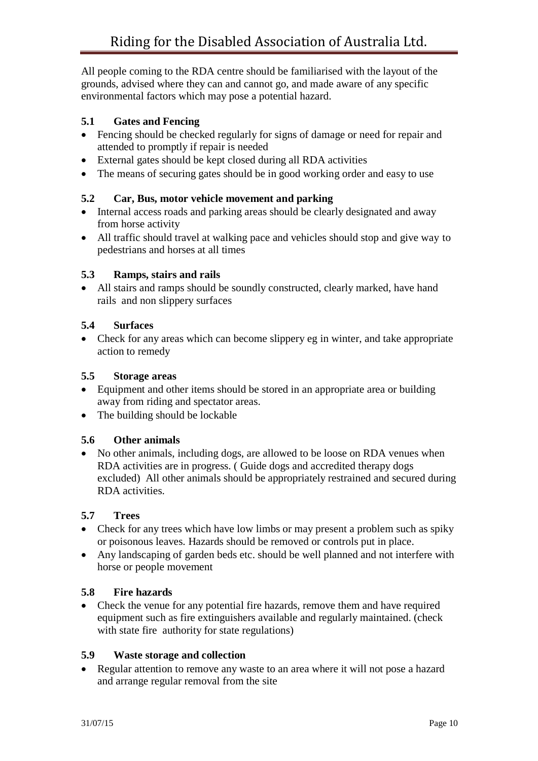All people coming to the RDA centre should be familiarised with the layout of the grounds, advised where they can and cannot go, and made aware of any specific environmental factors which may pose a potential hazard.

### 5.1 Gates and Fencing

- Fencing should be checked regularly for signs of damage or need for repair and attended to promptly if repair is needed
- External gates should be kept closed during all RDA activities
- The means of securing gates should be in good working order and easy to use

### 5.2 Car, Bus, motor vehicle movement and parking

- Internal access roads and parking areas should be clearly designated and away from horse activity
- All traffic should travel at walking pace and vehicles should stop and give way to pedestrians and horses at all times

### 5.3 Ramps, stairs and rails

- All stairs and ramps should be soundly constructed, clearly marked, have hand rails and non slippery surfaces

### 5.4 Surfaces

- Check for any areas which can become slippery eg in winter, and take appropriate action to remedy

### 5.5 Storage areas

- Equipment and other items should be stored in an appropriate area or building away from riding and spectator areas.
- The building should be lockable

### 5.6 Other animals

- No other animals, including dogs, are allowed to be loose on RDA venues when RDA activities are in progress. ( Guide dogs and accredited therapy dogs excluded) All other animals should be appropriately restrained and secured during RDA activities.

### 5.7 Trees

- Check for any trees which have low limbs or may present a problem such as spiky or poisonous leaves. Hazards should be removed or controls put in place.
- Any landscaping of garden beds etc. should be well planned and not interfere with horse or people movement

### 5.8 Fire hazards

- Check the venue for any potential fire hazards, remove them and have required equipment such as fire extinguishers available and regularly maintained. (check with state fire authority for state regulations)

### 5.9 Waste storage and collection

- Regular attention to remove any waste to an area where it will not pose a hazard and arrange regular removal from the site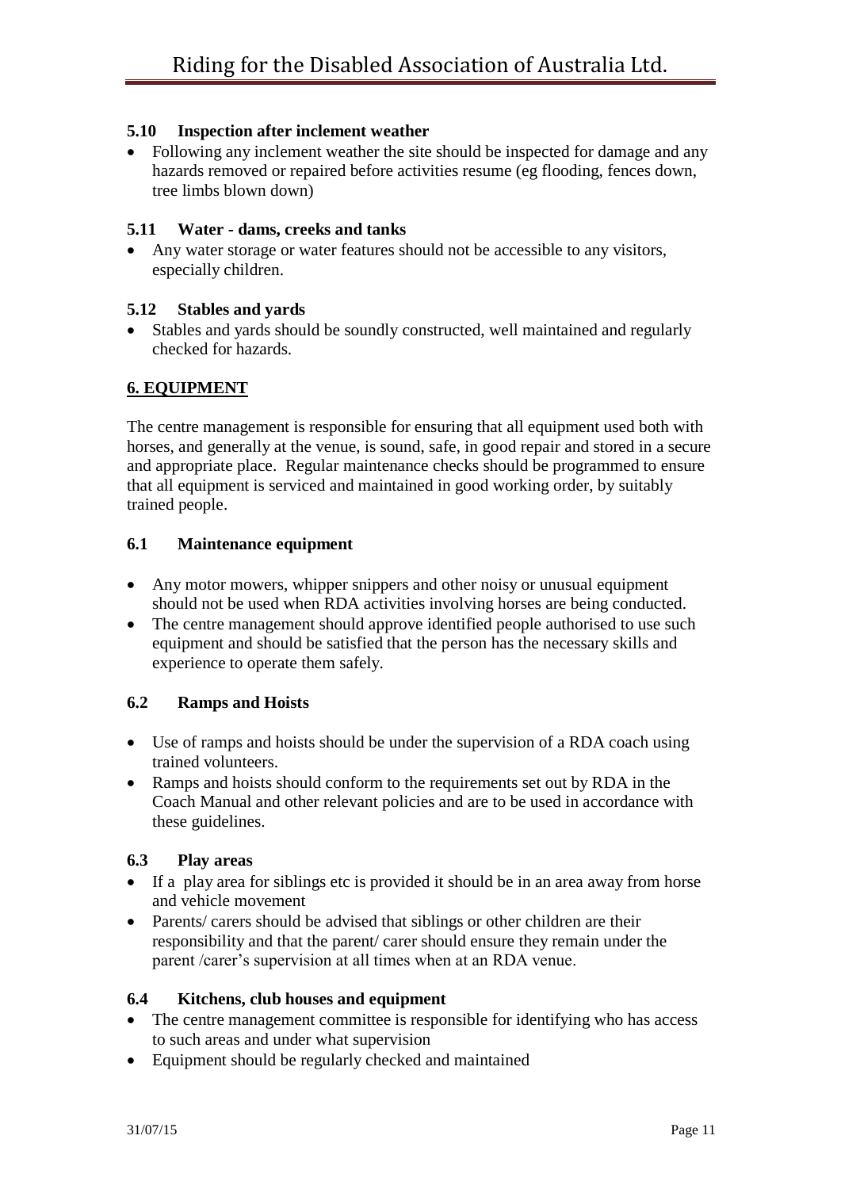### 5.10 Inspection after inclement weather

- Following any inclement weather the site should be inspected for damage and any hazards removed or repaired before activities resume (eg flooding, fences down, tree limbs blown down)

### 5.11 Water - dams, creeks and tanks

- Any water storage or water features should not be accessible to any visitors, especially children.

### 5.12 Stables and yards

- Stables and yards should be soundly constructed, well maintained and regularly checked for hazards.

## 6. EQUIPMENT

The centre management is responsible for ensuring that all equipment used both with horses, and generally at the venue, is sound, safe, in good repair and stored in a secure and appropriate place. Regular maintenance checks should be programmed to ensure that all equipment is serviced and maintained in good working order, by suitably trained people.

### 6.1 Maintenance equipment

- Any motor mowers, whipper snippers and other noisy or unusual equipment should not be used when RDA activities involving horses are being conducted.
- The centre management should approve identified people authorised to use such equipment and should be satisfied that the person has the necessary skills and experience to operate them safely.

### 6.2 Ramps and Hoists

- Use of ramps and hoists should be under the supervision of a RDA coach using trained volunteers.
- Ramps and hoists should conform to the requirements set out by RDA in the Coach Manual and other relevant policies and are to be used in accordance with these guidelines.

### 6.3 Play areas

- If a play area for siblings etc is provided it should be in an area away from horse and vehicle movement
- Parents/ carers should be advised that siblings or other children are their responsibility and that the parent/ carer should ensure they remain under the parent /carer's supervision at all times when at an RDA venue.

### 6.4 Kitchens, club houses and equipment

- The centre management committee is responsible for identifying who has access to such areas and under what supervision
- Equipment should be regularly checked and maintained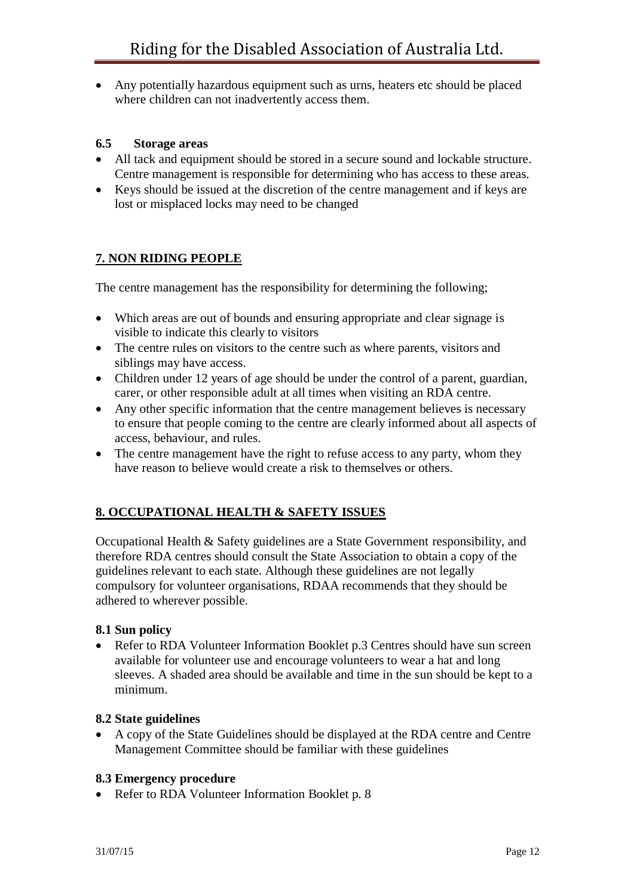- Any potentially hazardous equipment such as urns, heaters etc should be placed where children can not inadvertently access them.

### 6.5 Storage areas

- All tack and equipment should be stored in a secure sound and lockable structure. Centre management is responsible for determining who has access to these areas.
- Keys should be issued at the discretion of the centre management and if keys are lost or misplaced locks may need to be changed

## 7. NON RIDING PEOPLE

The centre management has the responsibility for determining the following;

- Which areas are out of bounds and ensuring appropriate and clear signage is visible to indicate this clearly to visitors
- The centre rules on visitors to the centre such as where parents, visitors and siblings may have access.
- Children under 12 years of age should be under the control of a parent, guardian, carer, or other responsible adult at all times when visiting an RDA centre.
- Any other specific information that the centre management believes is necessary to ensure that people coming to the centre are clearly informed about all aspects of access, behaviour, and rules.
- The centre management have the right to refuse access to any party, whom they have reason to believe would create a risk to themselves or others.

## 8. OCCUPATIONAL HEALTH & SAFETY ISSUES

Occupational Health & Safety guidelines are a State Government responsibility, and therefore RDA centres should consult the State Association to obtain a copy of the guidelines relevant to each state. Although these guidelines are not legally compulsory for volunteer organisations, RDAA recommends that they should be adhered to wherever possible.

### 8.1 Sun policy

- Refer to RDA Volunteer Information Booklet p.3 Centres should have sun screen available for volunteer use and encourage volunteers to wear a hat and long sleeves. A shaded area should be available and time in the sun should be kept to a minimum.

### 8.2 State guidelines

- A copy of the State Guidelines should be displayed at the RDA centre and Centre Management Committee should be familiar with these guidelines

### 8.3 Emergency procedure

- Refer to RDA Volunteer Information Booklet p. 8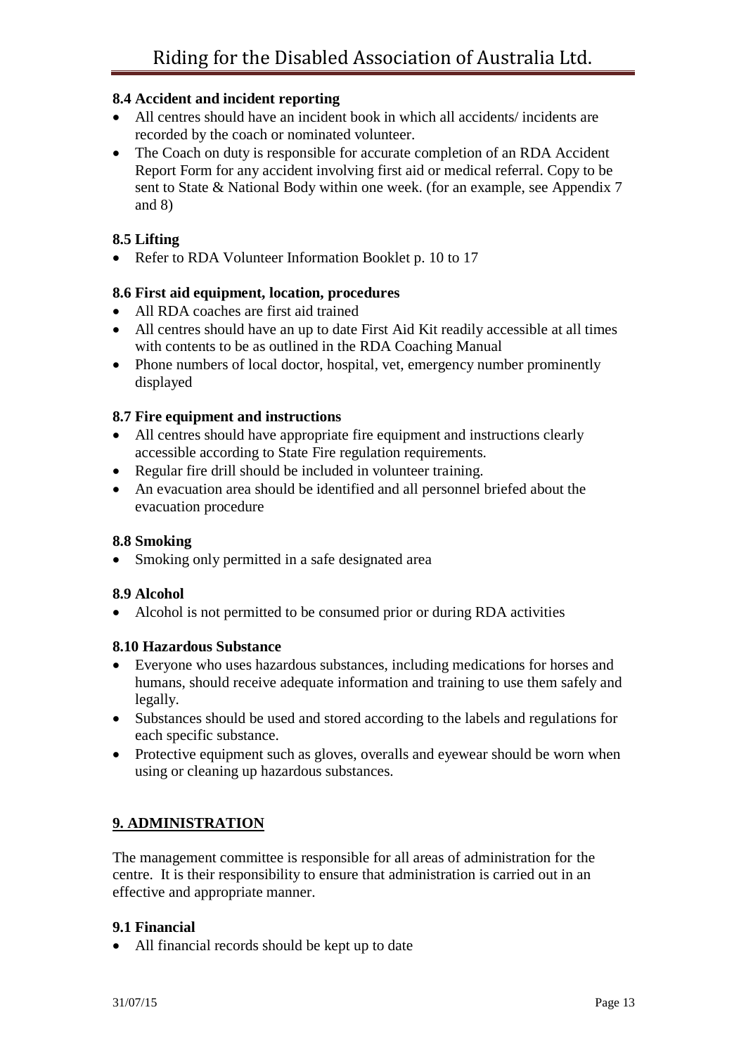### 8.4 Accident and incident reporting

- All centres should have an incident book in which all accidents/ incidents are recorded by the coach or nominated volunteer.
- The Coach on duty is responsible for accurate completion of an RDA Accident Report Form for any accident involving first aid or medical referral. Copy to be sent to State & National Body within one week. (for an example, see Appendix 7 and 8)

### 8.5 Lifting

- Refer to RDA Volunteer Information Booklet p. 10 to 17

### 8.6 First aid equipment, location, procedures

- All RDA coaches are first aid trained
- All centres should have an up to date First Aid Kit readily accessible at all times with contents to be as outlined in the RDA Coaching Manual
- Phone numbers of local doctor, hospital, vet, emergency number prominently displayed

### 8.7 Fire equipment and instructions

- All centres should have appropriate fire equipment and instructions clearly accessible according to State Fire regulation requirements.
- Regular fire drill should be included in volunteer training.
- An evacuation area should be identified and all personnel briefed about the evacuation procedure

### 8.8 Smoking

- Smoking only permitted in a safe designated area

### 8.9 Alcohol

- Alcohol is not permitted to be consumed prior or during RDA activities

### 8.10 Hazardous Substance

- Everyone who uses hazardous substances, including medications for horses and humans, should receive adequate information and training to use them safely and legally.
- Substances should be used and stored according to the labels and regulations for each specific substance.
- Protective equipment such as gloves, overalls and eyewear should be worn when using or cleaning up hazardous substances.

## 9. ADMINISTRATION

The management committee is responsible for all areas of administration for the centre. It is their responsibility to ensure that administration is carried out in an effective and appropriate manner.

### 9.1 Financial

- All financial records should be kept up to date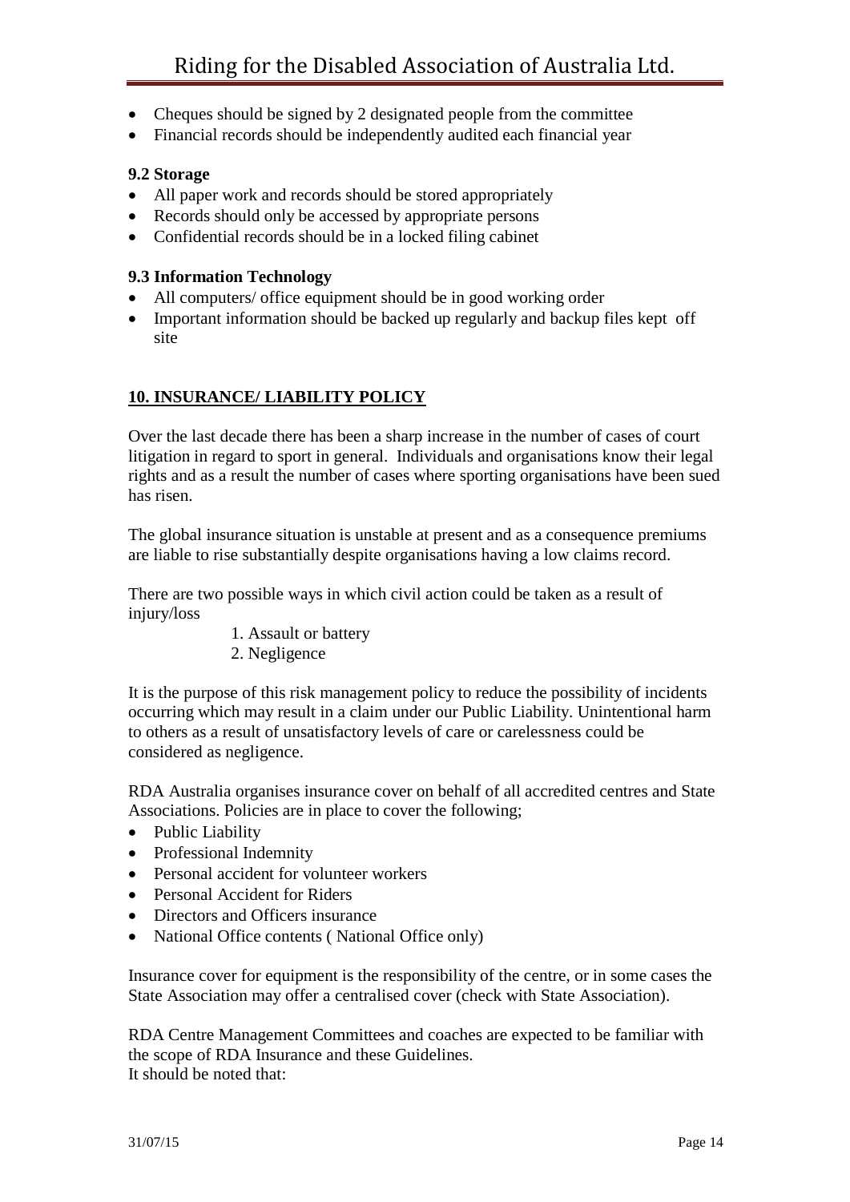- Cheques should be signed by 2 designated people from the committee
- Financial records should be independently audited each financial year

**9.2 Storage**

- All paper work and records should be stored appropriately
- Records should only be accessed by appropriate persons
- Confidential records should be in a locked filing cabinet

**9.3 Information Technology**

- All computers/ office equipment should be in good working order
- Important information should be backed up regularly and backup files kept off site

## 10. INSURANCE/ LIABILITY POLICY

Over the last decade there has been a sharp increase in the number of cases of court litigation in regard to sport in general. Individuals and organisations know their legal rights and as a result the number of cases where sporting organisations have been sued has risen.

The global insurance situation is unstable at present and as a consequence premiums are liable to rise substantially despite organisations having a low claims record.

There are two possible ways in which civil action could be taken as a result of injury/loss

1. Assault or battery
2. Negligence

It is the purpose of this risk management policy to reduce the possibility of incidents occurring which may result in a claim under our Public Liability. Unintentional harm to others as a result of unsatisfactory levels of care or carelessness could be considered as negligence.

RDA Australia organises insurance cover on behalf of all accredited centres and State Associations. Policies are in place to cover the following;

- Public Liability
- Professional Indemnity
- Personal accident for volunteer workers
- Personal Accident for Riders
- Directors and Officers insurance
- National Office contents ( National Office only)

Insurance cover for equipment is the responsibility of the centre, or in some cases the State Association may offer a centralised cover (check with State Association).

RDA Centre Management Committees and coaches are expected to be familiar with the scope of RDA Insurance and these Guidelines.
It should be noted that: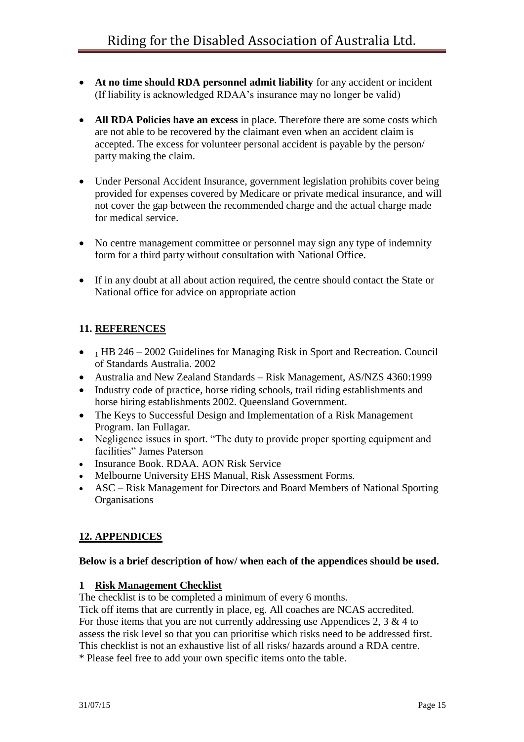- **At no time should RDA personnel admit liability** for any accident or incident (If liability is acknowledged RDAA's insurance may no longer be valid)

- **All RDA Policies have an excess** in place. Therefore there are some costs which are not able to be recovered by the claimant even when an accident claim is accepted. The excess for volunteer personal accident is payable by the person/ party making the claim.

- Under Personal Accident Insurance, government legislation prohibits cover being provided for expenses covered by Medicare or private medical insurance, and will not cover the gap between the recommended charge and the actual charge made for medical service.

- No centre management committee or personnel may sign any type of indemnity form for a third party without consultation with National Office.

- If in any doubt at all about action required, the centre should contact the State or National office for advice on appropriate action

## 11. REFERENCES

- [1] HB 246 – 2002 Guidelines for Managing Risk in Sport and Recreation. Council of Standards Australia. 2002
- Australia and New Zealand Standards – Risk Management, AS/NZS 4360:1999
- Industry code of practice, horse riding schools, trail riding establishments and horse hiring establishments 2002. Queensland Government.
- The Keys to Successful Design and Implementation of a Risk Management Program. Ian Fullagar.
- Negligence issues in sport. "The duty to provide proper sporting equipment and facilities" James Paterson
- Insurance Book. RDAA. AON Risk Service
- Melbourne University EHS Manual, Risk Assessment Forms.
- ASC – Risk Management for Directors and Board Members of National Sporting Organisations

## 12. APPENDICES

**Below is a brief description of how/ when each of the appendices should be used.**

### 1 Risk Management Checklist

The checklist is to be completed a minimum of every 6 months.
Tick off items that are currently in place, eg. All coaches are NCAS accredited.
For those items that you are not currently addressing use Appendices 2, 3 & 4 to assess the risk level so that you can prioritise which risks need to be addressed first.
This checklist is not an exhaustive list of all risks/ hazards around a RDA centre.
* Please feel free to add your own specific items onto the table.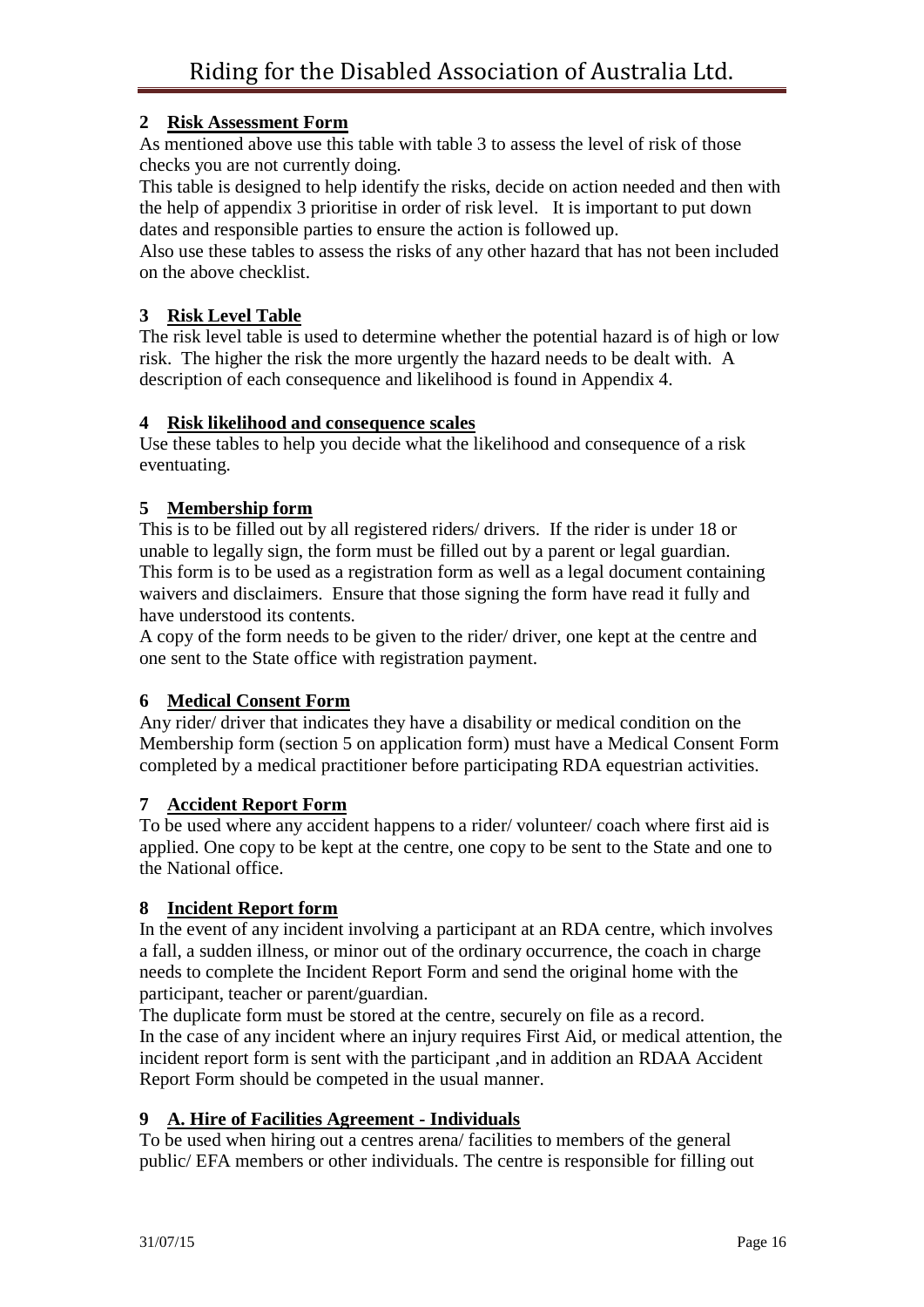## 2 Risk Assessment Form

As mentioned above use this table with table 3 to assess the level of risk of those checks you are not currently doing.

This table is designed to help identify the risks, decide on action needed and then with the help of appendix 3 prioritise in order of risk level. It is important to put down dates and responsible parties to ensure the action is followed up.

Also use these tables to assess the risks of any other hazard that has not been included on the above checklist.

## 3 Risk Level Table

The risk level table is used to determine whether the potential hazard is of high or low risk. The higher the risk the more urgently the hazard needs to be dealt with. A description of each consequence and likelihood is found in Appendix 4.

## 4 Risk likelihood and consequence scales

Use these tables to help you decide what the likelihood and consequence of a risk eventuating.

## 5 Membership form

This is to be filled out by all registered riders/ drivers. If the rider is under 18 or unable to legally sign, the form must be filled out by a parent or legal guardian. This form is to be used as a registration form as well as a legal document containing waivers and disclaimers. Ensure that those signing the form have read it fully and have understood its contents.

A copy of the form needs to be given to the rider/ driver, one kept at the centre and one sent to the State office with registration payment.

## 6 Medical Consent Form

Any rider/ driver that indicates they have a disability or medical condition on the Membership form (section 5 on application form) must have a Medical Consent Form completed by a medical practitioner before participating RDA equestrian activities.

## 7 Accident Report Form

To be used where any accident happens to a rider/ volunteer/ coach where first aid is applied. One copy to be kept at the centre, one copy to be sent to the State and one to the National office.

## 8 Incident Report form

In the event of any incident involving a participant at an RDA centre, which involves a fall, a sudden illness, or minor out of the ordinary occurrence, the coach in charge needs to complete the Incident Report Form and send the original home with the participant, teacher or parent/guardian.

The duplicate form must be stored at the centre, securely on file as a record.

In the case of any incident where an injury requires First Aid, or medical attention, the incident report form is sent with the participant ,and in addition an RDAA Accident Report Form should be competed in the usual manner.

## 9 A. Hire of Facilities Agreement - Individuals

To be used when hiring out a centres arena/ facilities to members of the general public/ EFA members or other individuals. The centre is responsible for filling out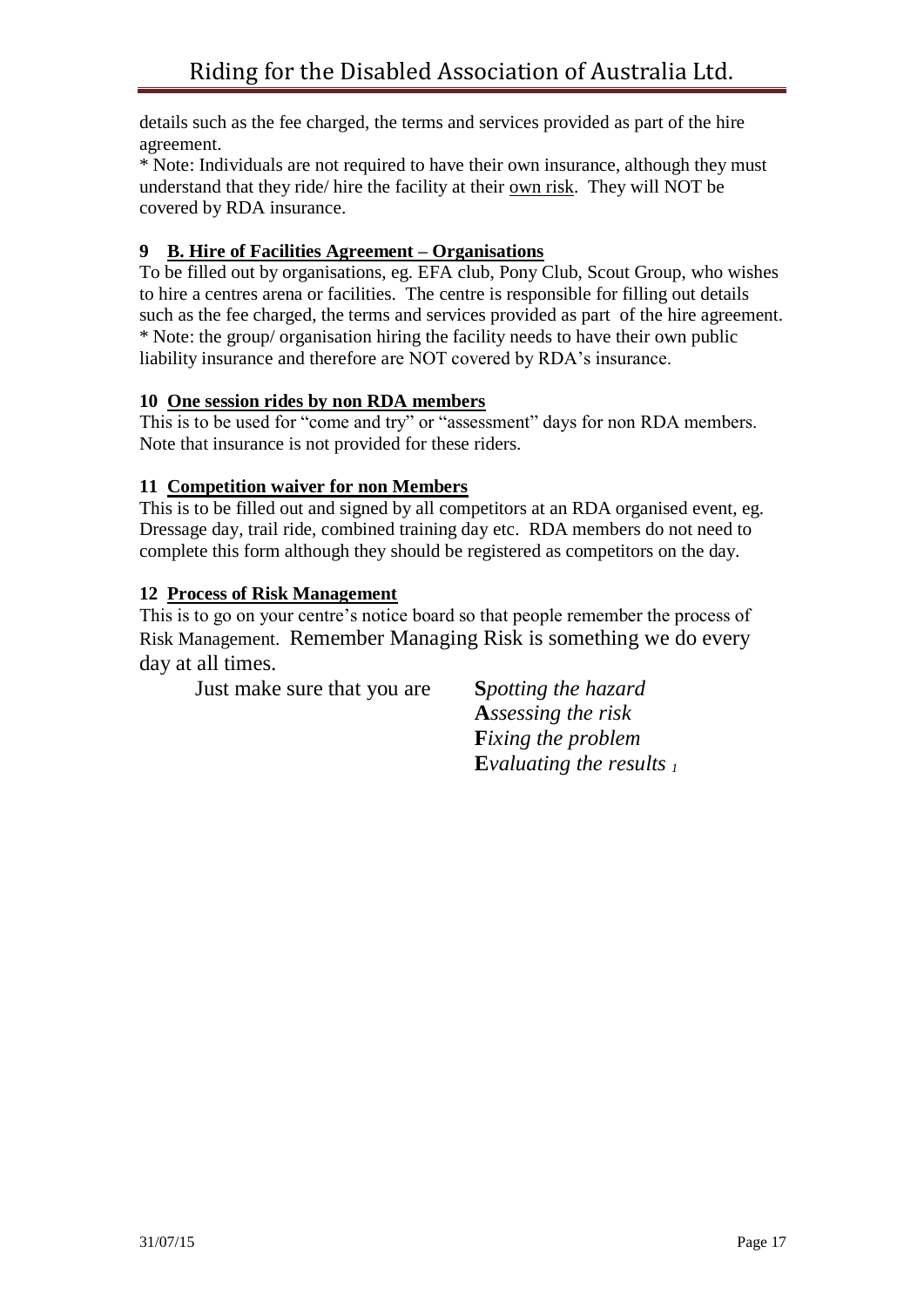details such as the fee charged, the terms and services provided as part of the hire agreement.

* Note: Individuals are not required to have their own insurance, although they must understand that they ride/ hire the facility at their own risk. They will NOT be covered by RDA insurance.

### 9 B. Hire of Facilities Agreement – Organisations

To be filled out by organisations, eg. EFA club, Pony Club, Scout Group, who wishes to hire a centres arena or facilities. The centre is responsible for filling out details such as the fee charged, the terms and services provided as part of the hire agreement.

* Note: the group/ organisation hiring the facility needs to have their own public liability insurance and therefore are NOT covered by RDA's insurance.

### 10 One session rides by non RDA members

This is to be used for "come and try" or "assessment" days for non RDA members. Note that insurance is not provided for these riders.

### 11 Competition waiver for non Members

This is to be filled out and signed by all competitors at an RDA organised event, eg. Dressage day, trail ride, combined training day etc. RDA members do not need to complete this form although they should be registered as competitors on the day.

### 12 Process of Risk Management

This is to go on your centre's notice board so that people remember the process of Risk Management. Remember Managing Risk is something we do every day at all times.

Just make sure that you are

**S***potting the hazard*
**A***ssessing the risk*
**F***ixing the problem*
**E***valuating the results* [1]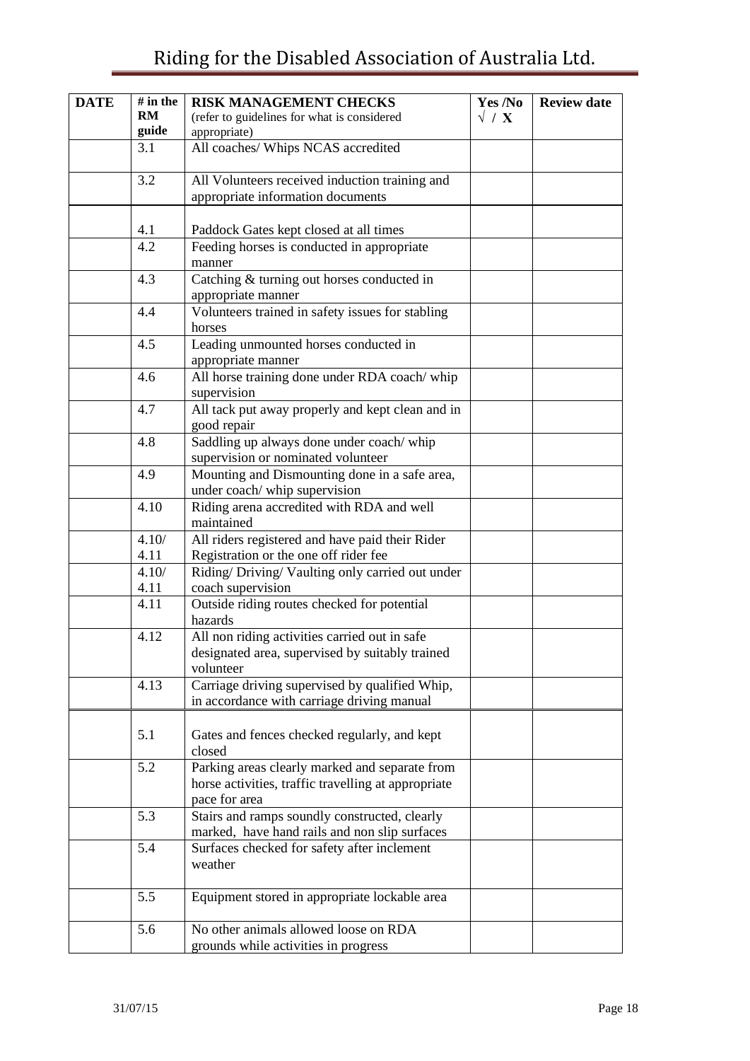| DATE | # in the RM guide | RISK MANAGEMENT CHECKS (refer to guidelines for what is considered appropriate) | Yes /No √ / X | Review date |
|---|---|---|---|---|
| | 3.1 | All coaches/ Whips NCAS accredited | | |
| | 3.2 | All Volunteers received induction training and appropriate information documents | | |
| | 4.1 | Paddock Gates kept closed at all times | | |
| | 4.2 | Feeding horses is conducted in appropriate manner | | |
| | 4.3 | Catching & turning out horses conducted in appropriate manner | | |
| | 4.4 | Volunteers trained in safety issues for stabling horses | | |
| | 4.5 | Leading unmounted horses conducted in appropriate manner | | |
| | 4.6 | All horse training done under RDA coach/ whip supervision | | |
| | 4.7 | All tack put away properly and kept clean and in good repair | | |
| | 4.8 | Saddling up always done under coach/ whip supervision or nominated volunteer | | |
| | 4.9 | Mounting and Dismounting done in a safe area, under coach/ whip supervision | | |
| | 4.10 | Riding arena accredited with RDA and well maintained | | |
| | 4.10/ 4.11 | All riders registered and have paid their Rider Registration or the one off rider fee | | |
| | 4.10/ 4.11 | Riding/ Driving/ Vaulting only carried out under coach supervision | | |
| | 4.11 | Outside riding routes checked for potential hazards | | |
| | 4.12 | All non riding activities carried out in safe designated area, supervised by suitably trained volunteer | | |
| | 4.13 | Carriage driving supervised by qualified Whip, in accordance with carriage driving manual | | |
| | 5.1 | Gates and fences checked regularly, and kept closed | | |
| | 5.2 | Parking areas clearly marked and separate from horse activities, traffic travelling at appropriate pace for area | | |
| | 5.3 | Stairs and ramps soundly constructed, clearly marked, have hand rails and non slip surfaces | | |
| | 5.4 | Surfaces checked for safety after inclement weather | | |
| | 5.5 | Equipment stored in appropriate lockable area | | |
| | 5.6 | No other animals allowed loose on RDA grounds while activities in progress | | |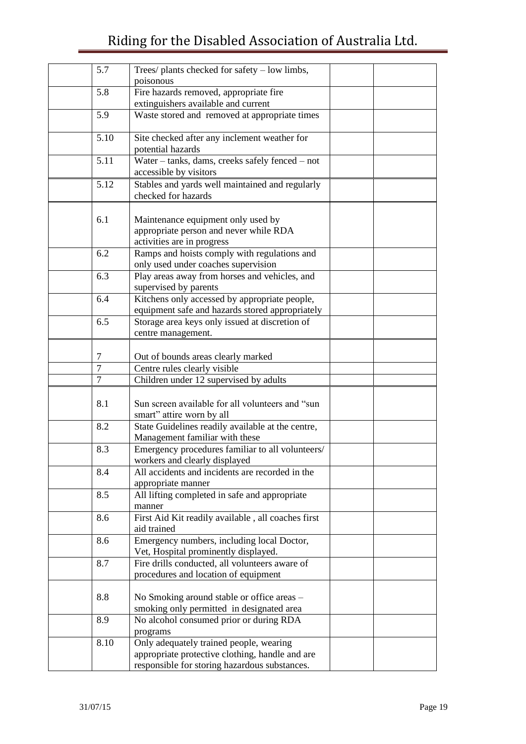| | | | | |
|---|---|---|---|---|
| | 5.7 | Trees/ plants checked for safety – low limbs, poisonous | | |
| | 5.8 | Fire hazards removed, appropriate fire extinguishers available and current | | |
| | 5.9 | Waste stored and removed at appropriate times | | |
| | 5.10 | Site checked after any inclement weather for potential hazards | | |
| | 5.11 | Water – tanks, dams, creeks safely fenced – not accessible by visitors | | |
| | 5.12 | Stables and yards well maintained and regularly checked for hazards | | |
| | 6.1 | Maintenance equipment only used by appropriate person and never while RDA activities are in progress | | |
| | 6.2 | Ramps and hoists comply with regulations and only used under coaches supervision | | |
| | 6.3 | Play areas away from horses and vehicles, and supervised by parents | | |
| | 6.4 | Kitchens only accessed by appropriate people, equipment safe and hazards stored appropriately | | |
| | 6.5 | Storage area keys only issued at discretion of centre management. | | |
| | 7 | Out of bounds areas clearly marked | | |
| | 7 | Centre rules clearly visible | | |
| | 7 | Children under 12 supervised by adults | | |
| | 8.1 | Sun screen available for all volunteers and "sun smart" attire worn by all | | |
| | 8.2 | State Guidelines readily available at the centre, Management familiar with these | | |
| | 8.3 | Emergency procedures familiar to all volunteers/ workers and clearly displayed | | |
| | 8.4 | All accidents and incidents are recorded in the appropriate manner | | |
| | 8.5 | All lifting completed in safe and appropriate manner | | |
| | 8.6 | First Aid Kit readily available , all coaches first aid trained | | |
| | 8.6 | Emergency numbers, including local Doctor, Vet, Hospital prominently displayed. | | |
| | 8.7 | Fire drills conducted, all volunteers aware of procedures and location of equipment | | |
| | 8.8 | No Smoking around stable or office areas – smoking only permitted in designated area | | |
| | 8.9 | No alcohol consumed prior or during RDA programs | | |
| | 8.10 | Only adequately trained people, wearing appropriate protective clothing, handle and are responsible for storing hazardous substances. | | |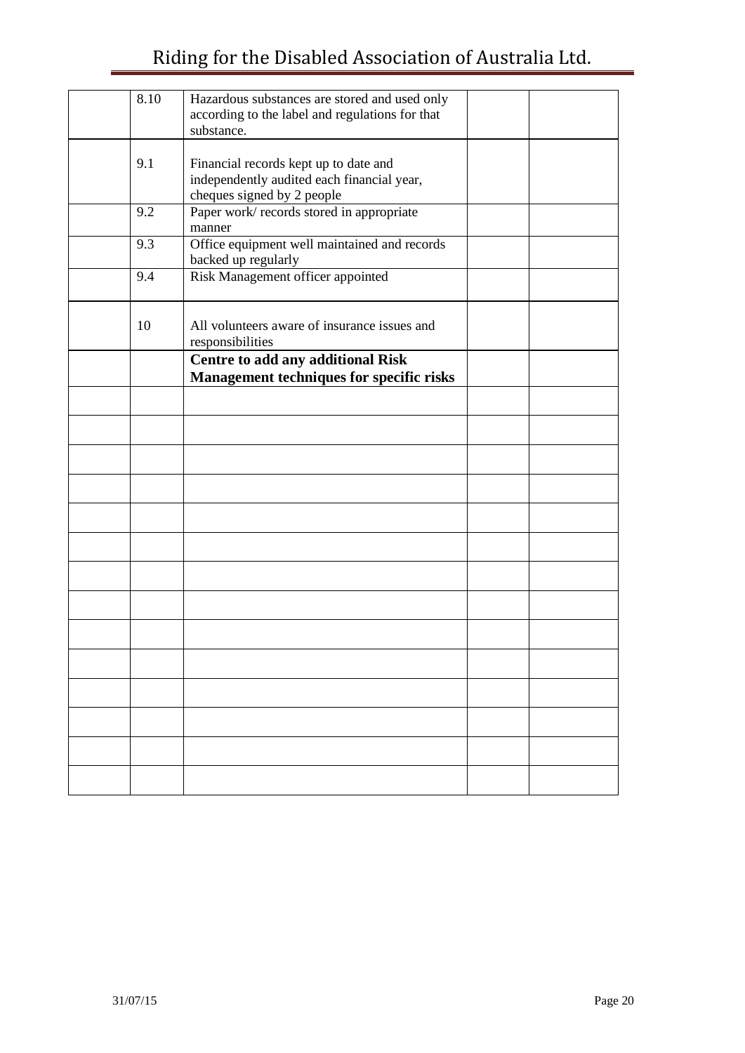| | | | | |
|---|---|---|---|---|
| | 8.10 | Hazardous substances are stored and used only according to the label and regulations for that substance. | | |
| | 9.1 | Financial records kept up to date and independently audited each financial year, cheques signed by 2 people | | |
| | 9.2 | Paper work/ records stored in appropriate manner | | |
| | 9.3 | Office equipment well maintained and records backed up regularly | | |
| | 9.4 | Risk Management officer appointed | | |
| | 10 | All volunteers aware of insurance issues and responsibilities | | |
| | | **Centre to add any additional Risk Management techniques for specific risks** | | |
| | | | | |
| | | | | |
| | | | | |
| | | | | |
| | | | | |
| | | | | |
| | | | | |
| | | | | |
| | | | | |
| | | | | |
| | | | | |
| | | | | |
| | | | | |
| | | | | |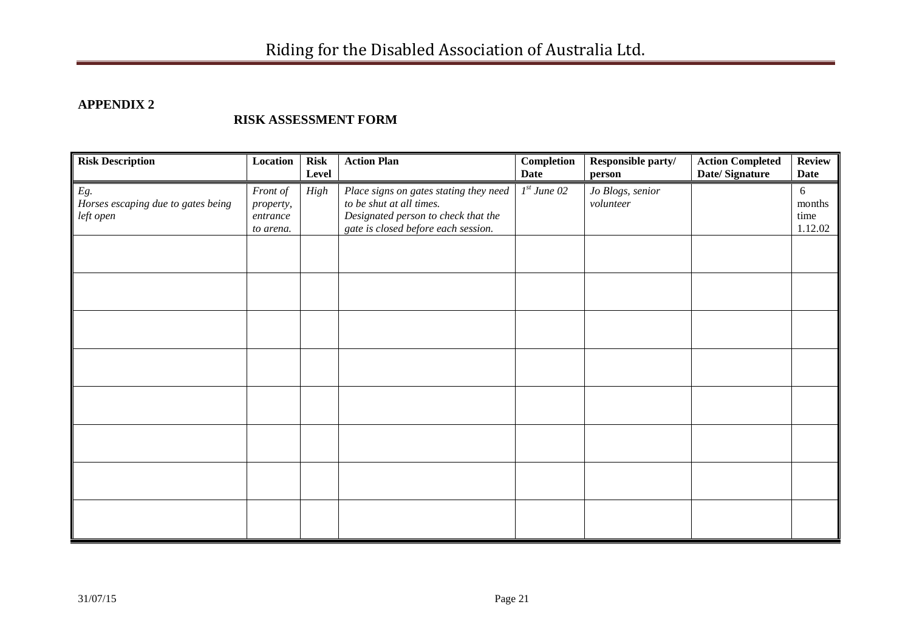**APPENDIX 2**

**RISK ASSESSMENT FORM**

| Risk Description | Location | Risk Level | Action Plan | Completion Date | Responsible party/ person | Action Completed Date/ Signature | Review Date |
|---|---|---|---|---|---|---|---|
| *Eg.* *Horses escaping due to gates being left open* | *Front of property, entrance to arena.* | *High* | *Place signs on gates stating they need to be shut at all times.* *Designated person to check that the gate is closed before each session.* | *1st June 02* | *Jo Blogs, senior volunteer* | | 6 months time 1.12.02 |
| | | | | | | | |
| | | | | | | | |
| | | | | | | | |
| | | | | | | | |
| | | | | | | | |
| | | | | | | | |
| | | | | | | | |
| | | | | | | | |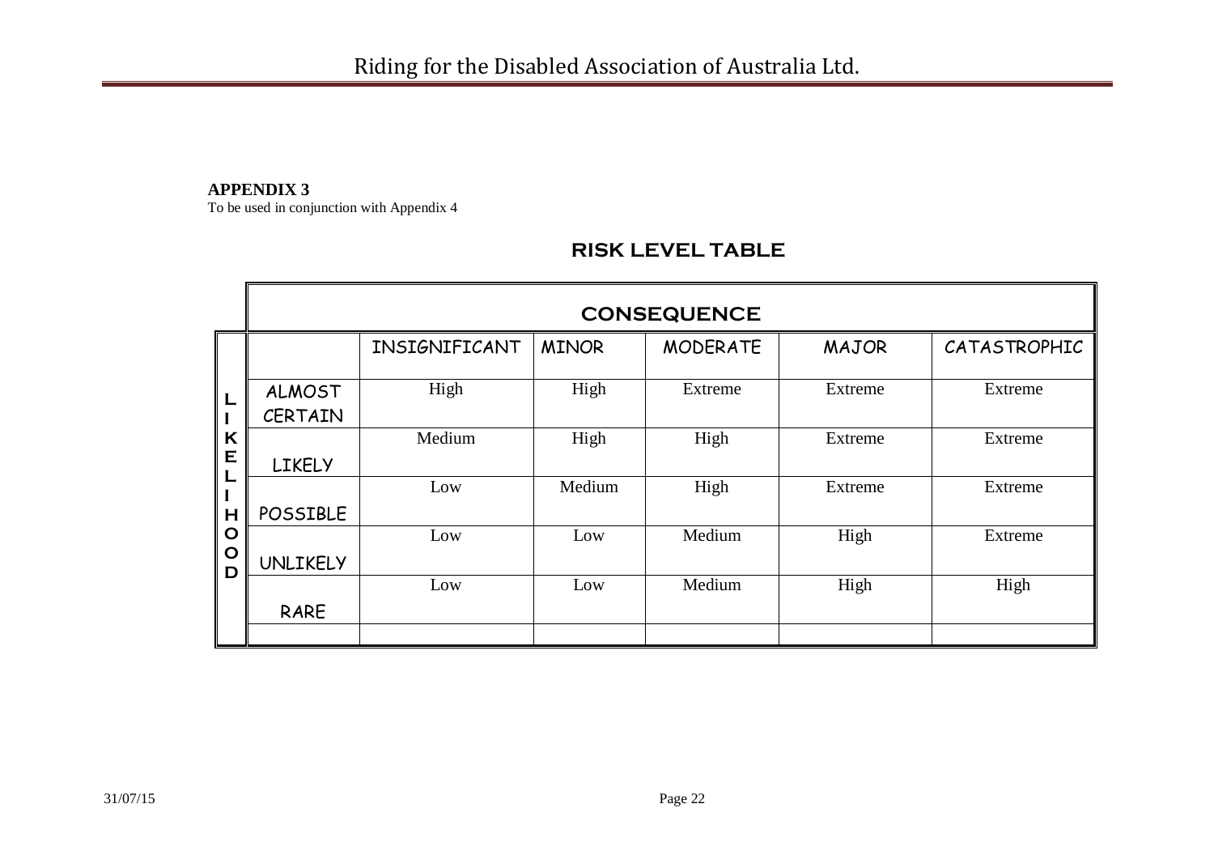**APPENDIX 3**
To be used in conjunction with Appendix 4

## RISK LEVEL TABLE

| LIKELIHOOD | CONSEQUENCE | | | | |
|---|---|---|---|---|---|
| | INSIGNIFICANT | MINOR | MODERATE | MAJOR | CATASTROPHIC |
| ALMOST CERTAIN | High | High | Extreme | Extreme | Extreme |
| LIKELY | Medium | High | High | Extreme | Extreme |
| POSSIBLE | Low | Medium | High | Extreme | Extreme |
| UNLIKELY | Low | Low | Medium | High | Extreme |
| RARE | Low | Low | Medium | High | High |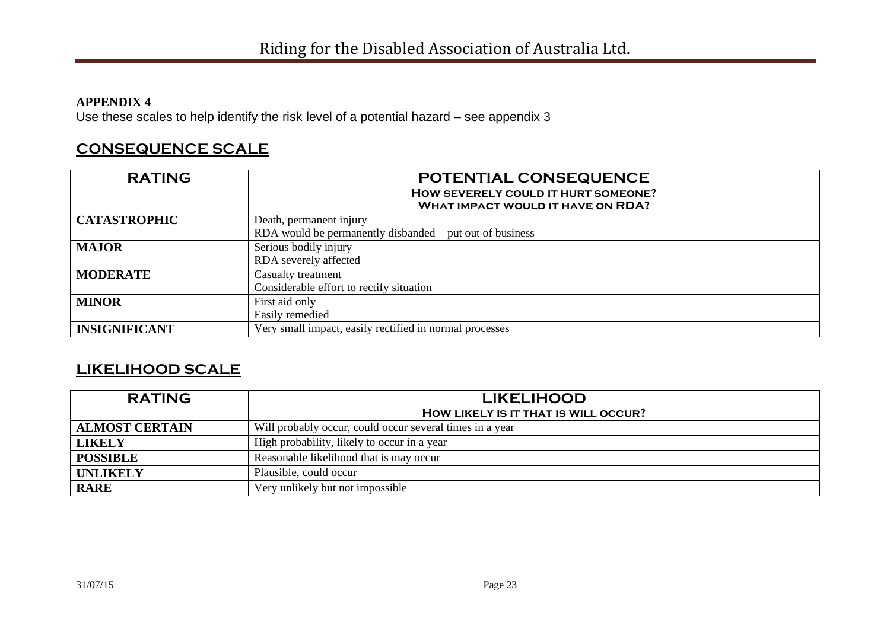**APPENDIX 4**

Use these scales to help identify the risk level of a potential hazard – see appendix 3

## CONSEQUENCE SCALE

| RATING | POTENTIAL CONSEQUENCE<br>HOW SEVERELY COULD IT HURT SOMEONE?<br>WHAT IMPACT WOULD IT HAVE ON RDA? |
|---|---|
| **CATASTROPHIC** | Death, permanent injury<br>RDA would be permanently disbanded – put out of business |
| **MAJOR** | Serious bodily injury<br>RDA severely affected |
| **MODERATE** | Casualty treatment<br>Considerable effort to rectify situation |
| **MINOR** | First aid only<br>Easily remedied |
| **INSIGNIFICANT** | Very small impact, easily rectified in normal processes |

## LIKELIHOOD SCALE

| RATING | LIKELIHOOD<br>HOW LIKELY IS IT THAT IS WILL OCCUR? |
|---|---|
| **ALMOST CERTAIN** | Will probably occur, could occur several times in a year |
| **LIKELY** | High probability, likely to occur in a year |
| **POSSIBLE** | Reasonable likelihood that is may occur |
| **UNLIKELY** | Plausible, could occur |
| **RARE** | Very unlikely but not impossible |